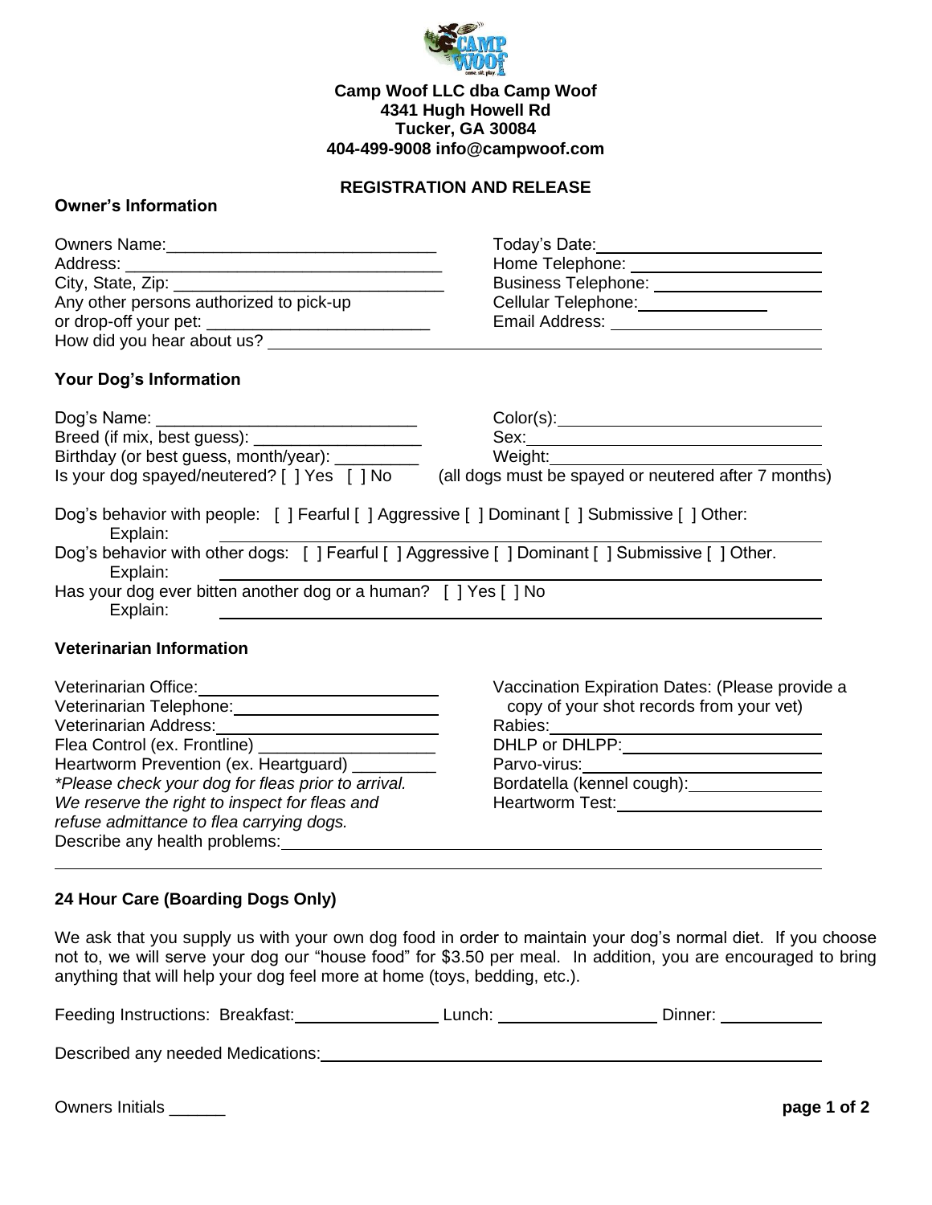**Camp Woof LLC dba Camp Woof**
**4341 Hugh Howell Rd**
**Tucker, GA 30084**
**404-499-9008 info@campwoof.com**

## REGISTRATION AND RELEASE

### Owner's Information

Owners Name:_____________________________

Today's Date:________________________

Address: _________________________________

Home Telephone: _____________________

City, State, Zip: ____________________________

Business Telephone: ___________________

Any other persons authorized to pick-up or drop-off your pet: ________________________

Cellular Telephone:______________

Email Address: ______________________

How did you hear about us? _______________________________________________________________

### Your Dog's Information

Dog's Name: ____________________________

Color(s):_____________________________

Breed (if mix, best guess): __________________

Sex:________________________________

Birthday (or best guess, month/year): _________

Weight:_____________________________

Is your dog spayed/neutered? [ ] Yes [ ] No (all dogs must be spayed or neutered after 7 months)

Dog's behavior with people: [ ] Fearful [ ] Aggressive [ ] Dominant [ ] Submissive [ ] Other:
Explain: ______________________________________________________________

Dog's behavior with other dogs: [ ] Fearful [ ] Aggressive [ ] Dominant [ ] Submissive [ ] Other.
Explain: ______________________________________________________________

Has your dog ever bitten another dog or a human? [ ] Yes [ ] No
Explain: ______________________________________________________________

### Veterinarian Information

Veterinarian Office:__________________________

Veterinarian Telephone:_______________________

Veterinarian Address:_________________________

Flea Control (ex. Frontline) ___________________

Heartworm Prevention (ex. Heartguard) _________

*Please check your dog for fleas prior to arrival. We reserve the right to inspect for fleas and refuse admittance to flea carrying dogs.*

Vaccination Expiration Dates: (Please provide a copy of your shot records from your vet)

Rabies:_____________________________

DHLP or DHLPP:______________________

Parvo-virus:__________________________

Bordatella (kennel cough):______________

Heartworm Test:______________________

Describe any health problems:___________________________________________________________

______________________________________________________________________________

### 24 Hour Care (Boarding Dogs Only)

We ask that you supply us with your own dog food in order to maintain your dog's normal diet. If you choose not to, we will serve your dog our "house food" for $3.50 per meal. In addition, you are encouraged to bring anything that will help your dog feel more at home (toys, bedding, etc.).

Feeding Instructions: Breakfast:________________ Lunch: _________________ Dinner: ___________

Described any needed Medications:_______________________________________________________

Owners Initials ______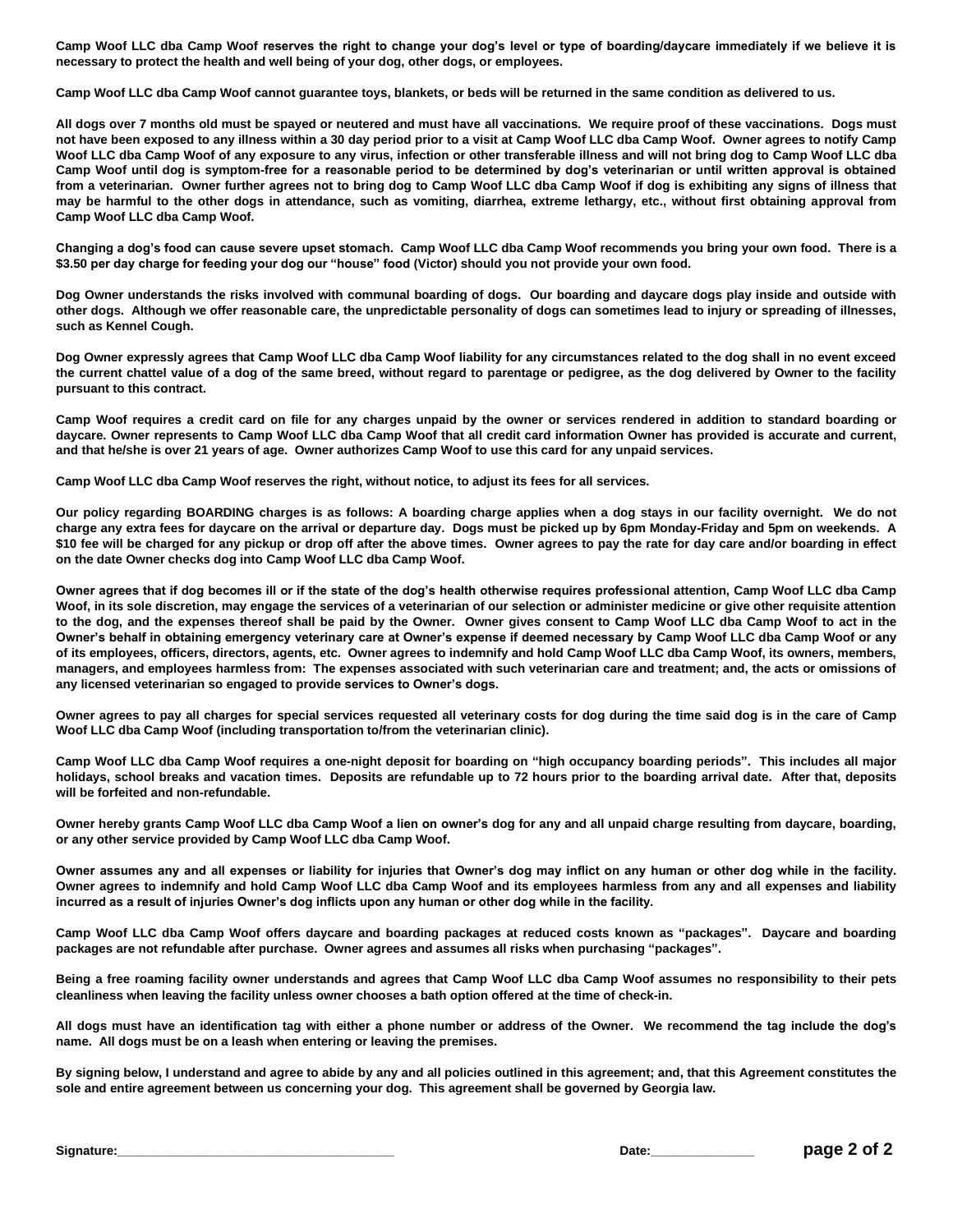**Camp Woof LLC dba Camp Woof reserves the right to change your dog's level or type of boarding/daycare immediately if we believe it is necessary to protect the health and well being of your dog, other dogs, or employees.**

**Camp Woof LLC dba Camp Woof cannot guarantee toys, blankets, or beds will be returned in the same condition as delivered to us.**

**All dogs over 7 months old must be spayed or neutered and must have all vaccinations. We require proof of these vaccinations. Dogs must not have been exposed to any illness within a 30 day period prior to a visit at Camp Woof LLC dba Camp Woof. Owner agrees to notify Camp Woof LLC dba Camp Woof of any exposure to any virus, infection or other transferable illness and will not bring dog to Camp Woof LLC dba Camp Woof until dog is symptom-free for a reasonable period to be determined by dog's veterinarian or until written approval is obtained from a veterinarian. Owner further agrees not to bring dog to Camp Woof LLC dba Camp Woof if dog is exhibiting any signs of illness that may be harmful to the other dogs in attendance, such as vomiting, diarrhea, extreme lethargy, etc., without first obtaining approval from Camp Woof LLC dba Camp Woof.**

**Changing a dog's food can cause severe upset stomach. Camp Woof LLC dba Camp Woof recommends you bring your own food. There is a $3.50 per day charge for feeding your dog our "house" food (Victor) should you not provide your own food.**

**Dog Owner understands the risks involved with communal boarding of dogs. Our boarding and daycare dogs play inside and outside with other dogs. Although we offer reasonable care, the unpredictable personality of dogs can sometimes lead to injury or spreading of illnesses, such as Kennel Cough.**

**Dog Owner expressly agrees that Camp Woof LLC dba Camp Woof liability for any circumstances related to the dog shall in no event exceed the current chattel value of a dog of the same breed, without regard to parentage or pedigree, as the dog delivered by Owner to the facility pursuant to this contract.**

**Camp Woof requires a credit card on file for any charges unpaid by the owner or services rendered in addition to standard boarding or daycare. Owner represents to Camp Woof LLC dba Camp Woof that all credit card information Owner has provided is accurate and current, and that he/she is over 21 years of age. Owner authorizes Camp Woof to use this card for any unpaid services.**

**Camp Woof LLC dba Camp Woof reserves the right, without notice, to adjust its fees for all services.**

**Our policy regarding BOARDING charges is as follows: A boarding charge applies when a dog stays in our facility overnight. We do not charge any extra fees for daycare on the arrival or departure day. Dogs must be picked up by 6pm Monday-Friday and 5pm on weekends. A $10 fee will be charged for any pickup or drop off after the above times. Owner agrees to pay the rate for day care and/or boarding in effect on the date Owner checks dog into Camp Woof LLC dba Camp Woof.**

**Owner agrees that if dog becomes ill or if the state of the dog's health otherwise requires professional attention, Camp Woof LLC dba Camp Woof, in its sole discretion, may engage the services of a veterinarian of our selection or administer medicine or give other requisite attention to the dog, and the expenses thereof shall be paid by the Owner. Owner gives consent to Camp Woof LLC dba Camp Woof to act in the Owner's behalf in obtaining emergency veterinary care at Owner's expense if deemed necessary by Camp Woof LLC dba Camp Woof or any of its employees, officers, directors, agents, etc. Owner agrees to indemnify and hold Camp Woof LLC dba Camp Woof, its owners, members, managers, and employees harmless from: The expenses associated with such veterinarian care and treatment; and, the acts or omissions of any licensed veterinarian so engaged to provide services to Owner's dogs.**

**Owner agrees to pay all charges for special services requested all veterinary costs for dog during the time said dog is in the care of Camp Woof LLC dba Camp Woof (including transportation to/from the veterinarian clinic).**

**Camp Woof LLC dba Camp Woof requires a one-night deposit for boarding on "high occupancy boarding periods". This includes all major holidays, school breaks and vacation times. Deposits are refundable up to 72 hours prior to the boarding arrival date. After that, deposits will be forfeited and non-refundable.**

**Owner hereby grants Camp Woof LLC dba Camp Woof a lien on owner's dog for any and all unpaid charge resulting from daycare, boarding, or any other service provided by Camp Woof LLC dba Camp Woof.**

**Owner assumes any and all expenses or liability for injuries that Owner's dog may inflict on any human or other dog while in the facility. Owner agrees to indemnify and hold Camp Woof LLC dba Camp Woof and its employees harmless from any and all expenses and liability incurred as a result of injuries Owner's dog inflicts upon any human or other dog while in the facility.**

**Camp Woof LLC dba Camp Woof offers daycare and boarding packages at reduced costs known as "packages". Daycare and boarding packages are not refundable after purchase. Owner agrees and assumes all risks when purchasing "packages".**

**Being a free roaming facility owner understands and agrees that Camp Woof LLC dba Camp Woof assumes no responsibility to their pets cleanliness when leaving the facility unless owner chooses a bath option offered at the time of check-in.**

**All dogs must have an identification tag with either a phone number or address of the Owner. We recommend the tag include the dog's name. All dogs must be on a leash when entering or leaving the premises.**

**By signing below, I understand and agree to abide by any and all policies outlined in this agreement; and, that this Agreement constitutes the sole and entire agreement between us concerning your dog. This agreement shall be governed by Georgia law.**

**Signature:________________________________________** **Date:_______________**